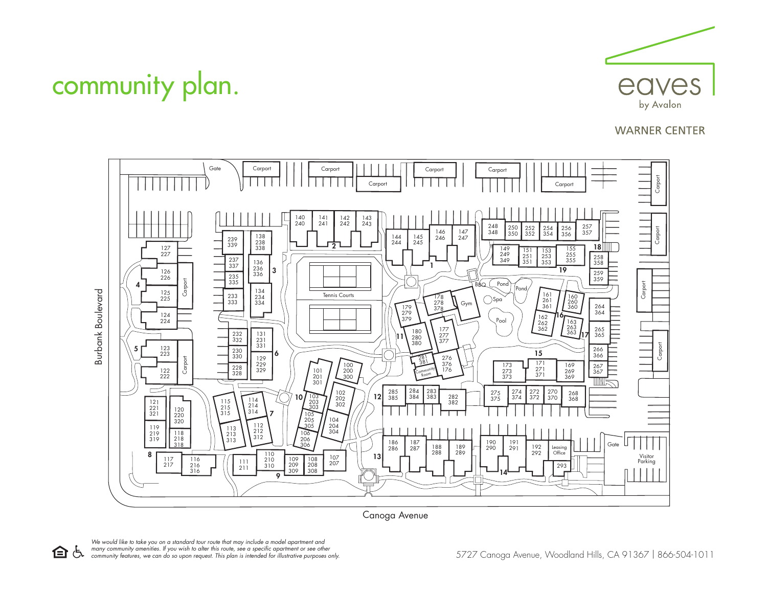# community plan.

eaves
by Avalon

WARNER CENTER

Burbank Boulevard

Canoga Avenue

*We would like to take you on a standard tour route that may include a model apartment and many community amenities. If you wish to alter this route, see a specific apartment or see other community features, we can do so upon request. This plan is intended for illustrative purposes only.*

5727 Canoga Avenue, Woodland Hills, CA 91367 | 866-504-1011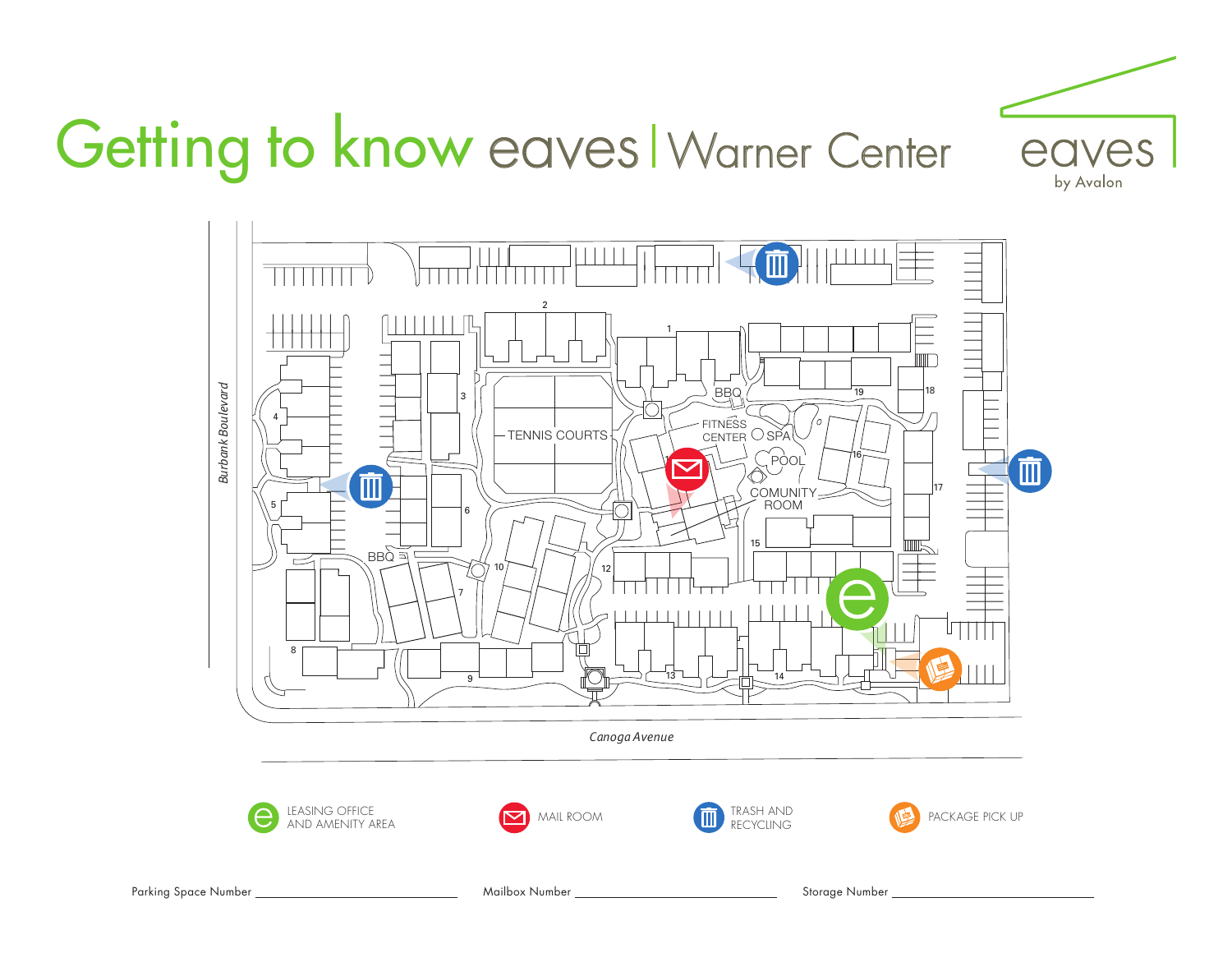# Getting to know eaves | Warner Center

eaves
by Avalon

Burbank Boulevard

TENNIS COURTS

BBQ

FITNESS CENTER

SPA

POOL

COMUNITY ROOM

1
2
3
4
5
6
7
8
9
10
12
13
14
15
16
17
18
19

Canoga Avenue

LEASING OFFICE AND AMENITY AREA

MAIL ROOM

TRASH AND RECYCLING

PACKAGE PICK UP

Parking Space Number \_\_\_\_\_\_\_\_\_\_\_\_\_\_\_\_\_\_\_\_\_\_\_\_\_\_\_\_ Mailbox Number \_\_\_\_\_\_\_\_\_\_\_\_\_\_\_\_\_\_\_\_\_\_\_\_\_\_\_\_ Storage Number \_\_\_\_\_\_\_\_\_\_\_\_\_\_\_\_\_\_\_\_\_\_\_\_\_\_\_\_